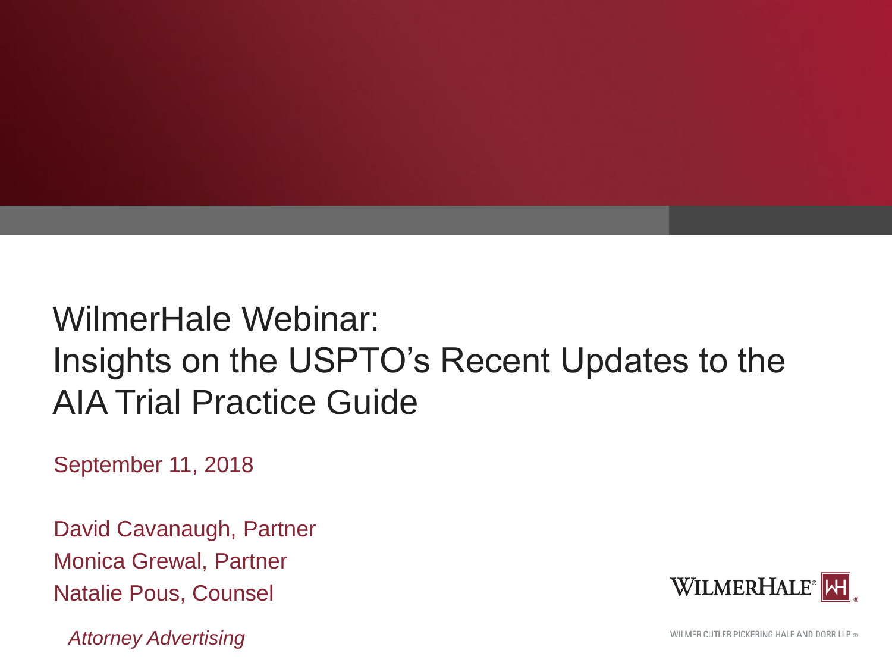# WilmerHale Webinar: Insights on the USPTO's Recent Updates to the AIA Trial Practice Guide

September 11, 2018

David Cavanaugh, Partner
Monica Grewal, Partner
Natalie Pous, Counsel

*Attorney Advertising*

WILMERHALE®

WILMER CUTLER PICKERING HALE AND DORR LLP ®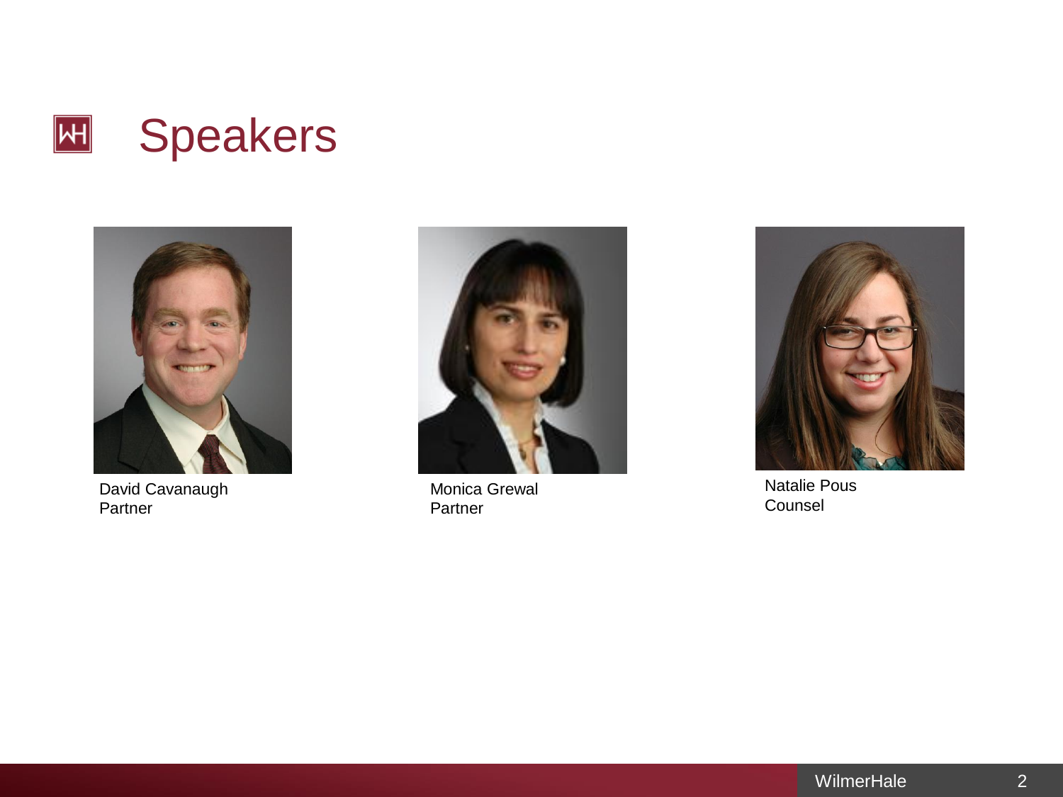# Speakers

David Cavanaugh
Partner

Monica Grewal
Partner

Natalie Pous
Counsel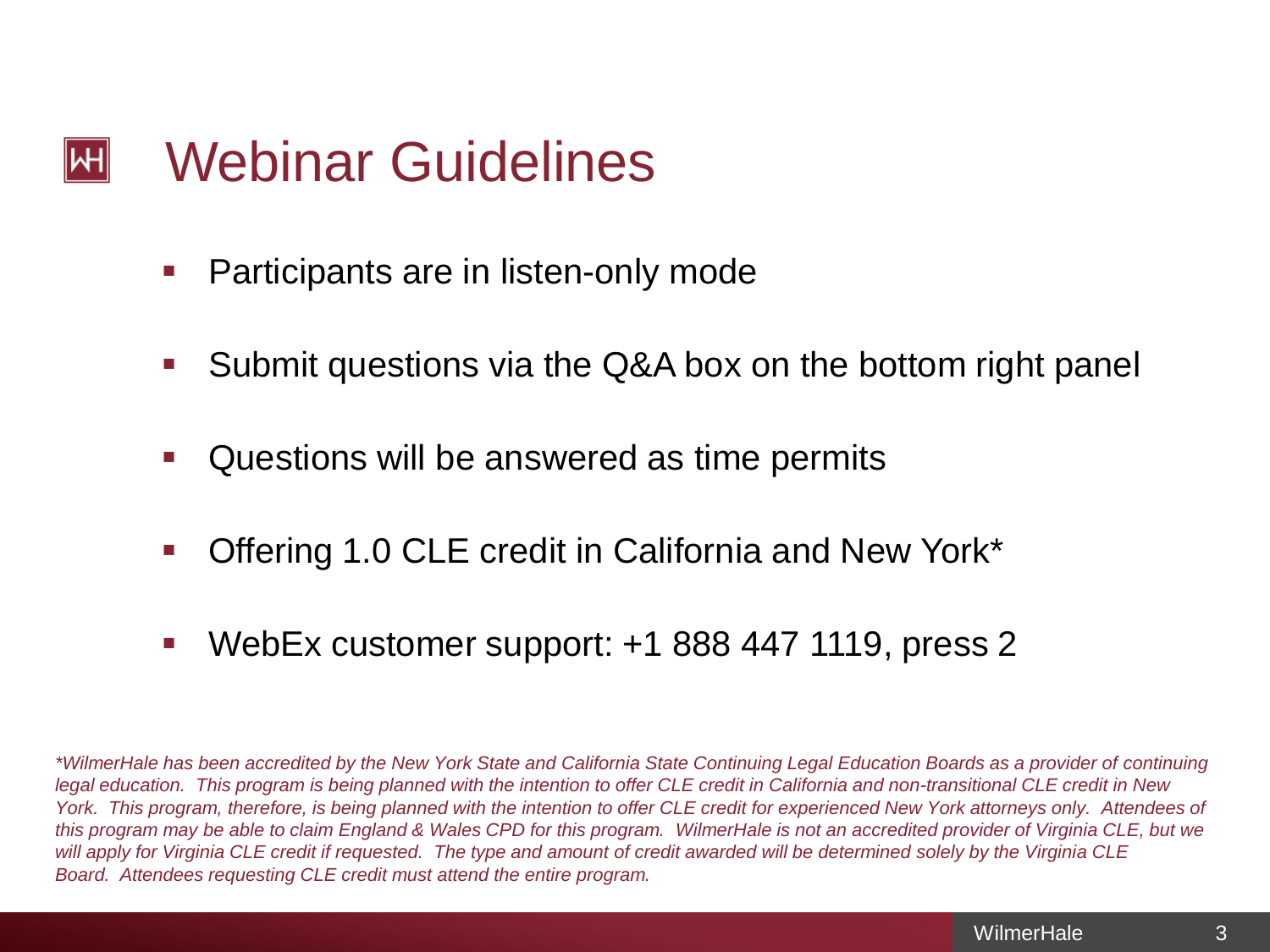# Webinar Guidelines

- Participants are in listen-only mode
- Submit questions via the Q&A box on the bottom right panel
- Questions will be answered as time permits
- Offering 1.0 CLE credit in California and New York*
- WebEx customer support: +1 888 447 1119, press 2

*\*WilmerHale has been accredited by the New York State and California State Continuing Legal Education Boards as a provider of continuing legal education. This program is being planned with the intention to offer CLE credit in California and non-transitional CLE credit in New York. This program, therefore, is being planned with the intention to offer CLE credit for experienced New York attorneys only. Attendees of this program may be able to claim England & Wales CPD for this program. WilmerHale is not an accredited provider of Virginia CLE, but we will apply for Virginia CLE credit if requested. The type and amount of credit awarded will be determined solely by the Virginia CLE Board. Attendees requesting CLE credit must attend the entire program.*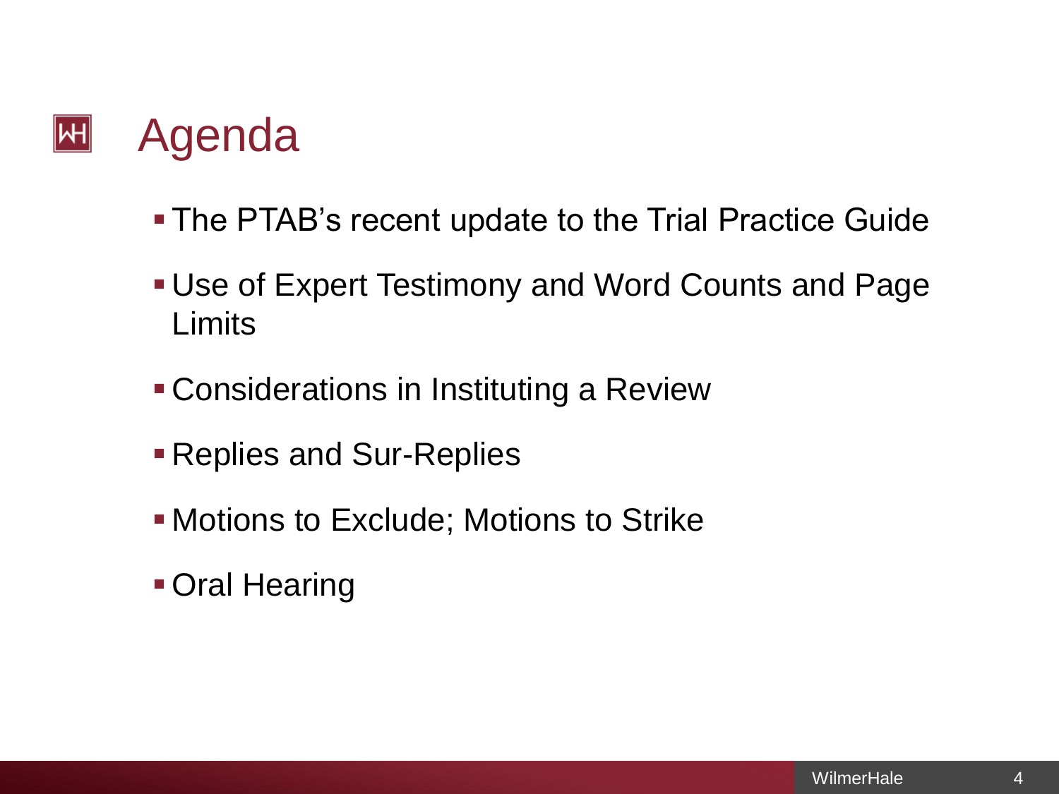# Agenda

- The PTAB's recent update to the Trial Practice Guide
- Use of Expert Testimony and Word Counts and Page Limits
- Considerations in Instituting a Review
- Replies and Sur-Replies
- Motions to Exclude; Motions to Strike
- Oral Hearing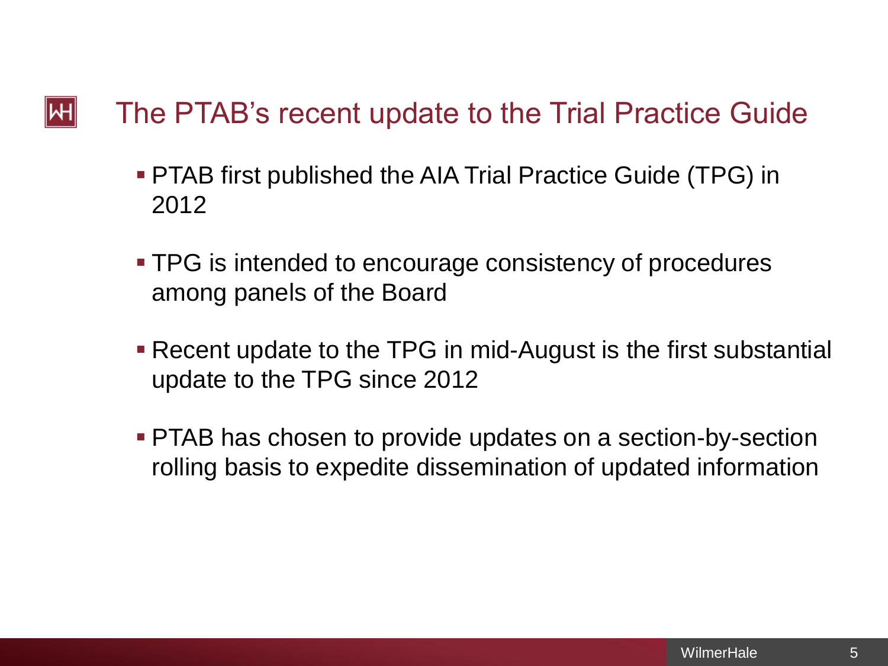## The PTAB's recent update to the Trial Practice Guide

- PTAB first published the AIA Trial Practice Guide (TPG) in 2012
- TPG is intended to encourage consistency of procedures among panels of the Board
- Recent update to the TPG in mid-August is the first substantial update to the TPG since 2012
- PTAB has chosen to provide updates on a section-by-section rolling basis to expedite dissemination of updated information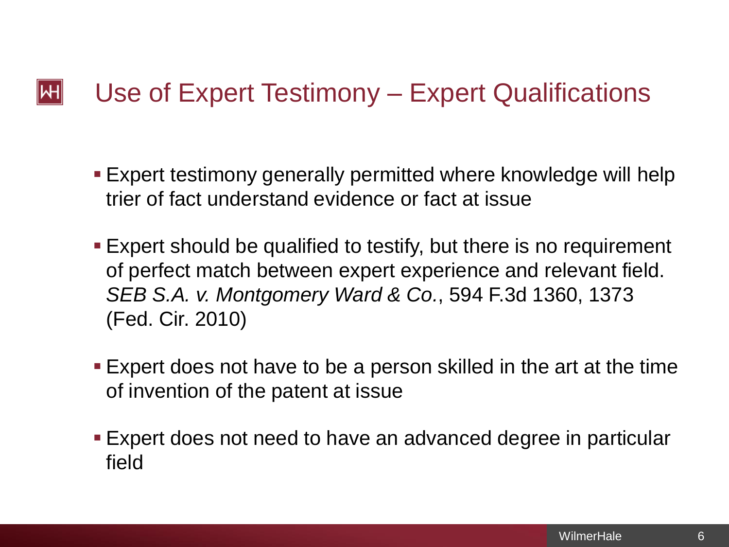# Use of Expert Testimony – Expert Qualifications

- Expert testimony generally permitted where knowledge will help trier of fact understand evidence or fact at issue
- Expert should be qualified to testify, but there is no requirement of perfect match between expert experience and relevant field. *SEB S.A. v. Montgomery Ward & Co.*, 594 F.3d 1360, 1373 (Fed. Cir. 2010)
- Expert does not have to be a person skilled in the art at the time of invention of the patent at issue
- Expert does not need to have an advanced degree in particular field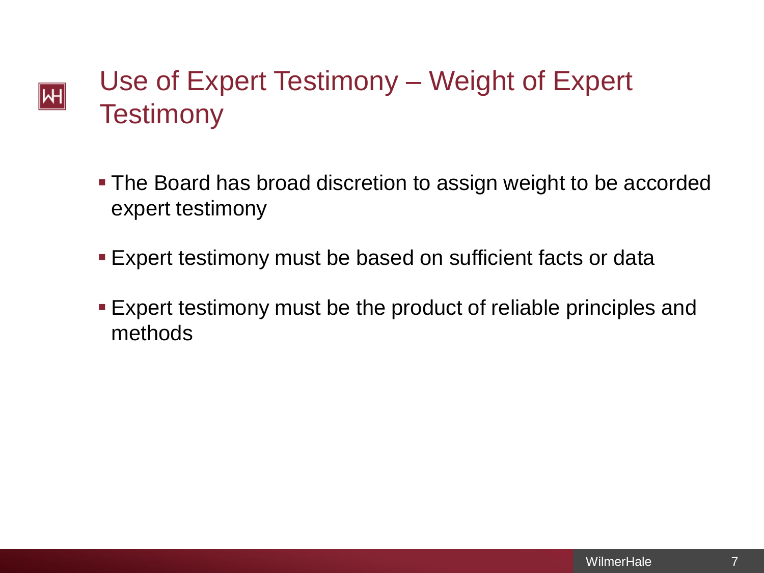# Use of Expert Testimony – Weight of Expert Testimony

- The Board has broad discretion to assign weight to be accorded expert testimony
- Expert testimony must be based on sufficient facts or data
- Expert testimony must be the product of reliable principles and methods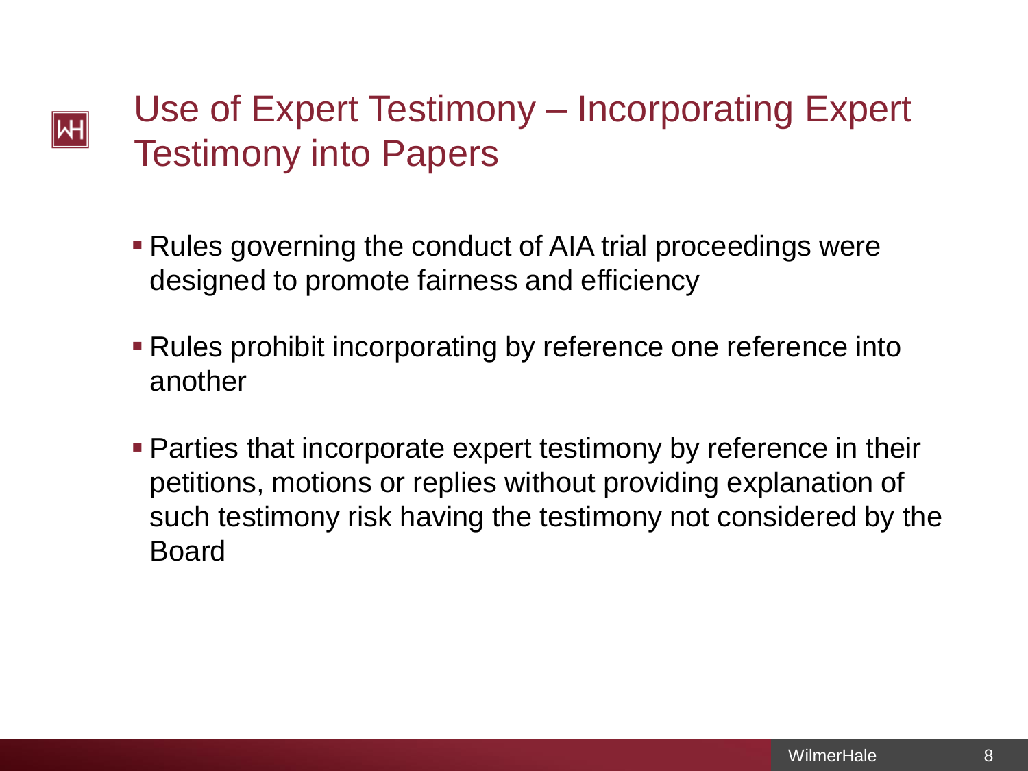# Use of Expert Testimony – Incorporating Expert Testimony into Papers

- Rules governing the conduct of AIA trial proceedings were designed to promote fairness and efficiency
- Rules prohibit incorporating by reference one reference into another
- Parties that incorporate expert testimony by reference in their petitions, motions or replies without providing explanation of such testimony risk having the testimony not considered by the Board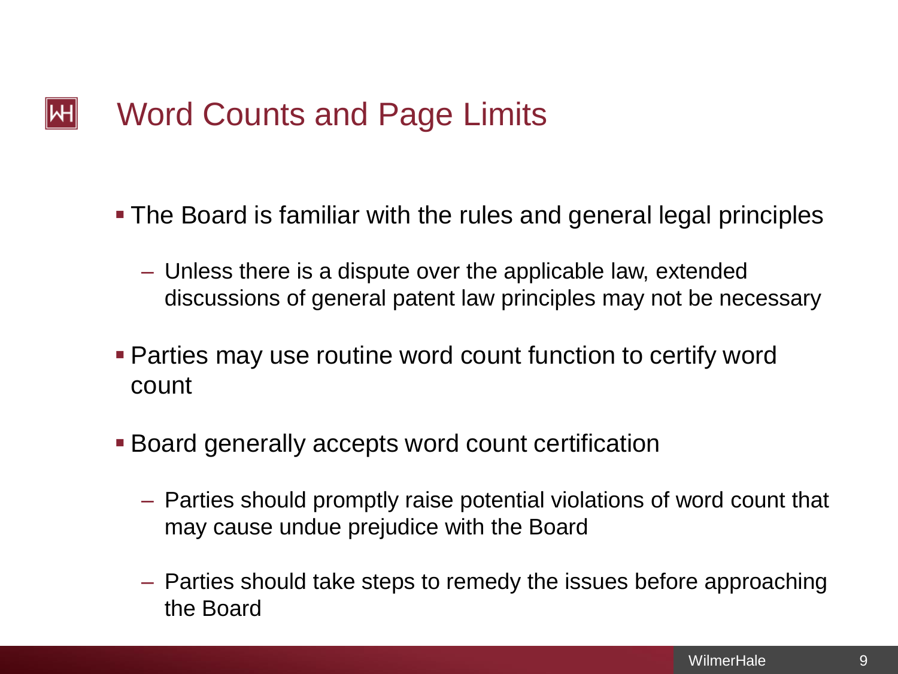# Word Counts and Page Limits

- The Board is familiar with the rules and general legal principles
  - Unless there is a dispute over the applicable law, extended discussions of general patent law principles may not be necessary
- Parties may use routine word count function to certify word count
- Board generally accepts word count certification
  - Parties should promptly raise potential violations of word count that may cause undue prejudice with the Board
  - Parties should take steps to remedy the issues before approaching the Board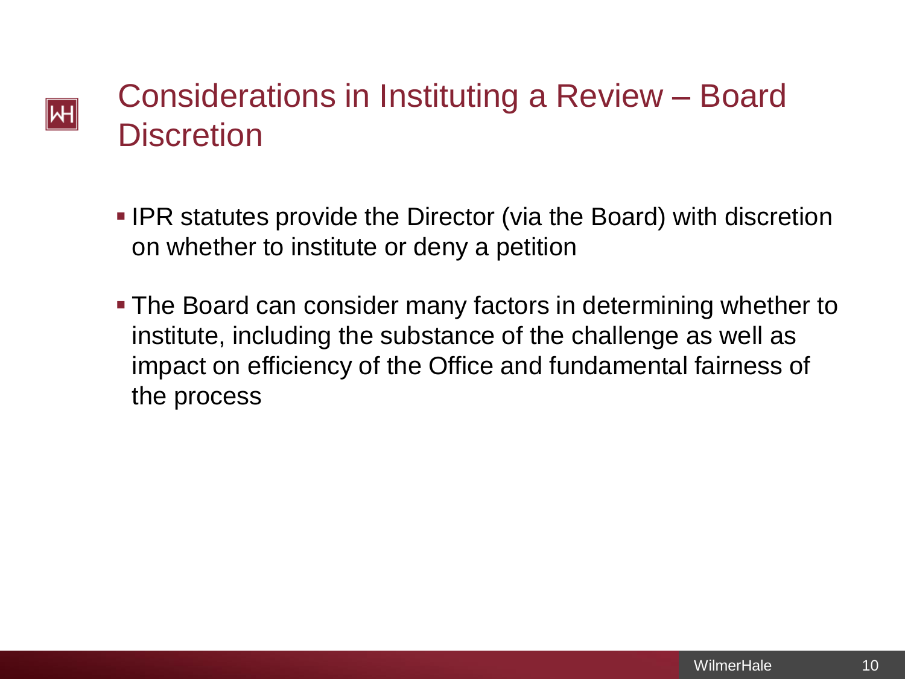# Considerations in Instituting a Review – Board Discretion

- IPR statutes provide the Director (via the Board) with discretion on whether to institute or deny a petition
- The Board can consider many factors in determining whether to institute, including the substance of the challenge as well as impact on efficiency of the Office and fundamental fairness of the process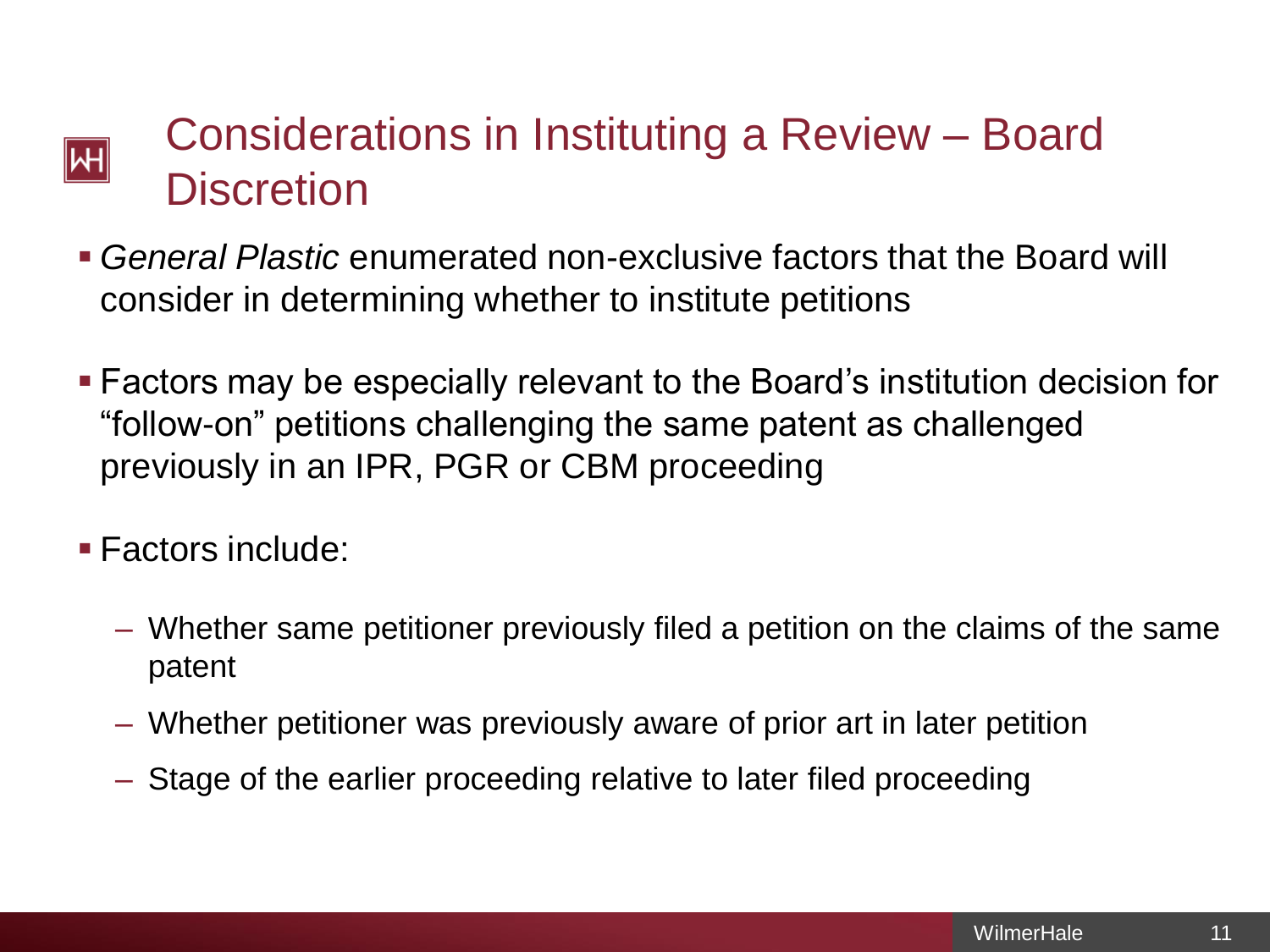# Considerations in Instituting a Review – Board Discretion

- *General Plastic* enumerated non-exclusive factors that the Board will consider in determining whether to institute petitions
- Factors may be especially relevant to the Board's institution decision for "follow-on" petitions challenging the same patent as challenged previously in an IPR, PGR or CBM proceeding
- Factors include:
  - Whether same petitioner previously filed a petition on the claims of the same patent
  - Whether petitioner was previously aware of prior art in later petition
  - Stage of the earlier proceeding relative to later filed proceeding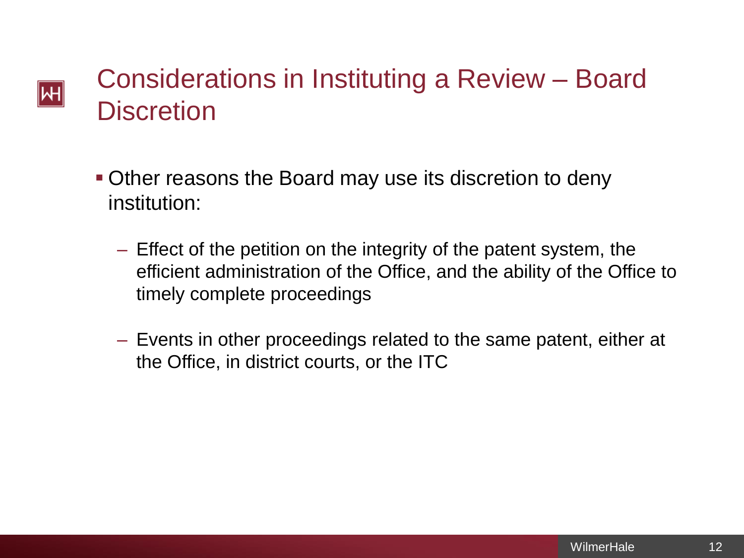# Considerations in Instituting a Review – Board Discretion

- Other reasons the Board may use its discretion to deny institution:
  - Effect of the petition on the integrity of the patent system, the efficient administration of the Office, and the ability of the Office to timely complete proceedings
  - Events in other proceedings related to the same patent, either at the Office, in district courts, or the ITC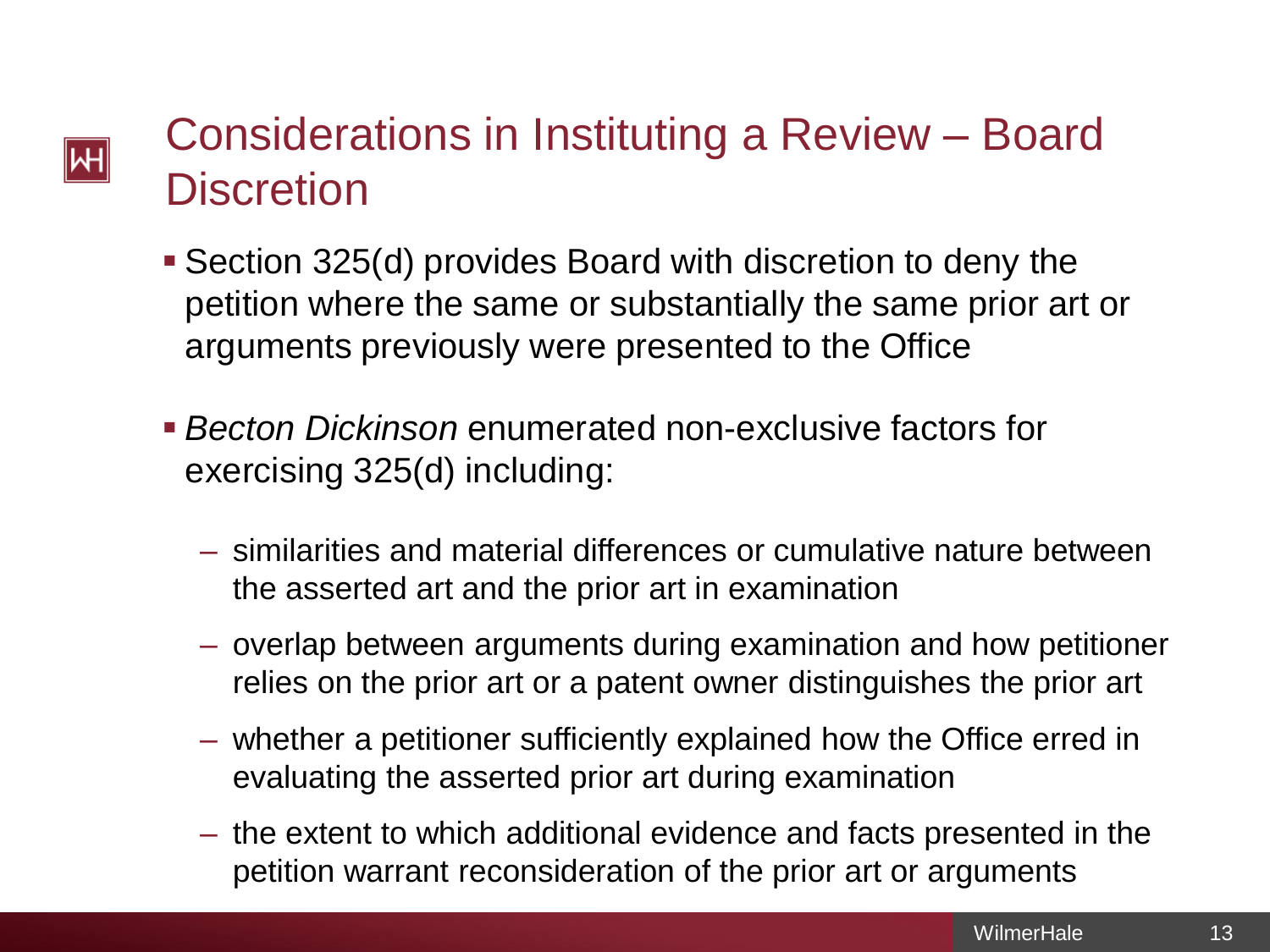# Considerations in Instituting a Review – Board Discretion

- Section 325(d) provides Board with discretion to deny the petition where the same or substantially the same prior art or arguments previously were presented to the Office
- *Becton Dickinson* enumerated non-exclusive factors for exercising 325(d) including:
  - similarities and material differences or cumulative nature between the asserted art and the prior art in examination
  - overlap between arguments during examination and how petitioner relies on the prior art or a patent owner distinguishes the prior art
  - whether a petitioner sufficiently explained how the Office erred in evaluating the asserted prior art during examination
  - the extent to which additional evidence and facts presented in the petition warrant reconsideration of the prior art or arguments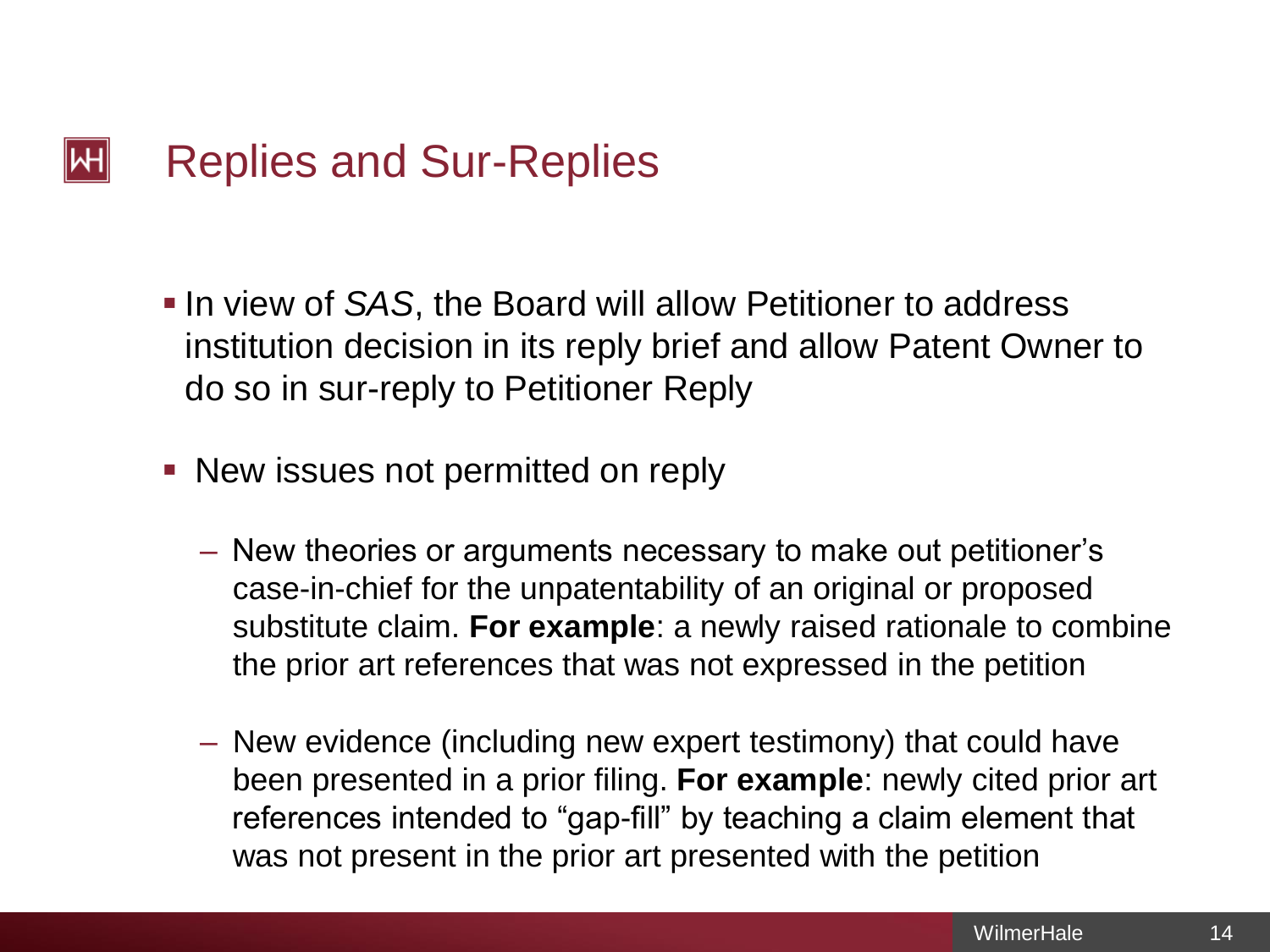# Replies and Sur-Replies

- In view of *SAS*, the Board will allow Petitioner to address institution decision in its reply brief and allow Patent Owner to do so in sur-reply to Petitioner Reply
- New issues not permitted on reply
  - New theories or arguments necessary to make out petitioner's case-in-chief for the unpatentability of an original or proposed substitute claim. **For example**: a newly raised rationale to combine the prior art references that was not expressed in the petition
  - New evidence (including new expert testimony) that could have been presented in a prior filing. **For example**: newly cited prior art references intended to "gap-fill" by teaching a claim element that was not present in the prior art presented with the petition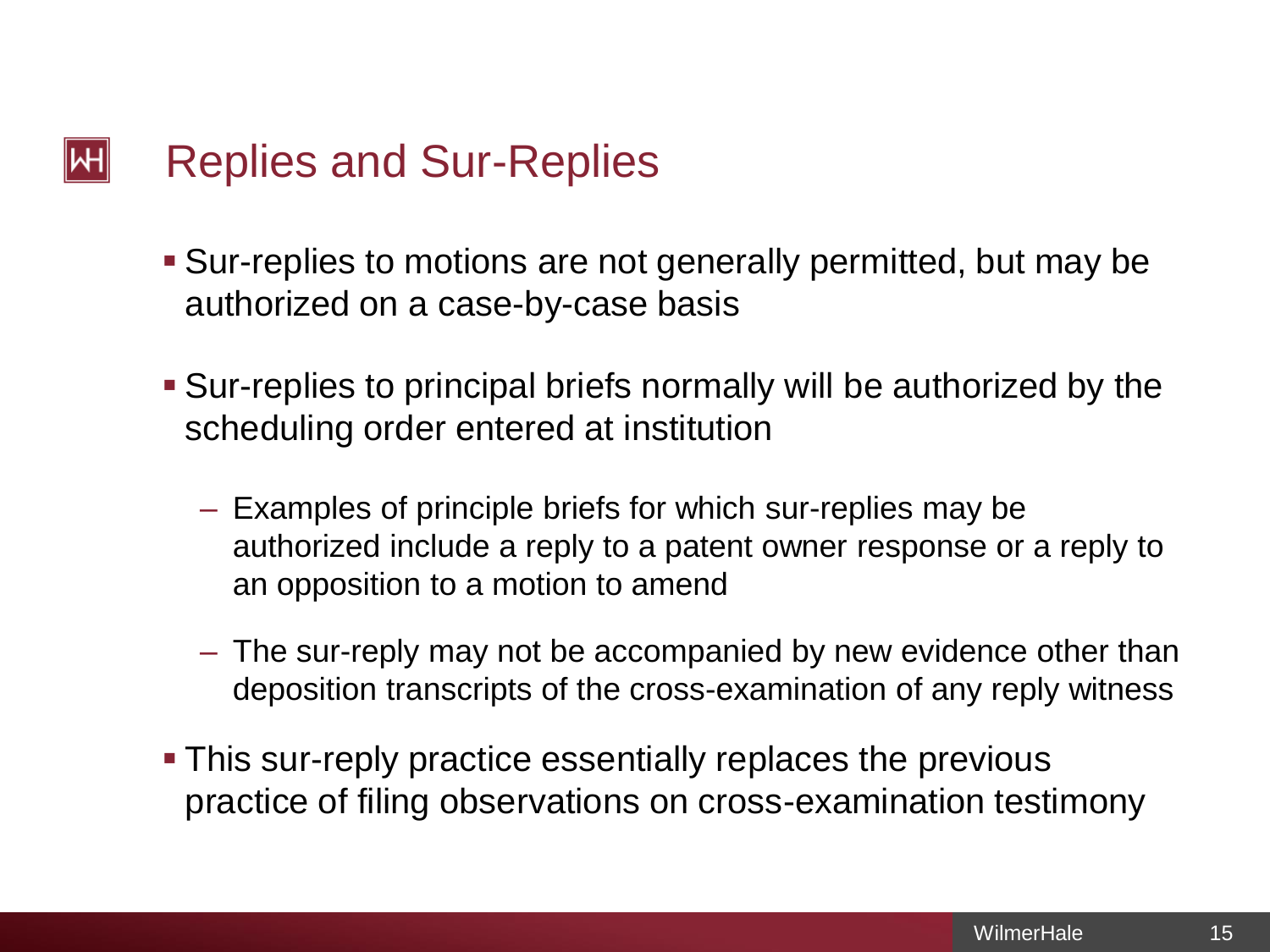# Replies and Sur-Replies

- Sur-replies to motions are not generally permitted, but may be authorized on a case-by-case basis
- Sur-replies to principal briefs normally will be authorized by the scheduling order entered at institution
  - Examples of principle briefs for which sur-replies may be authorized include a reply to a patent owner response or a reply to an opposition to a motion to amend
  - The sur-reply may not be accompanied by new evidence other than deposition transcripts of the cross-examination of any reply witness
- This sur-reply practice essentially replaces the previous practice of filing observations on cross-examination testimony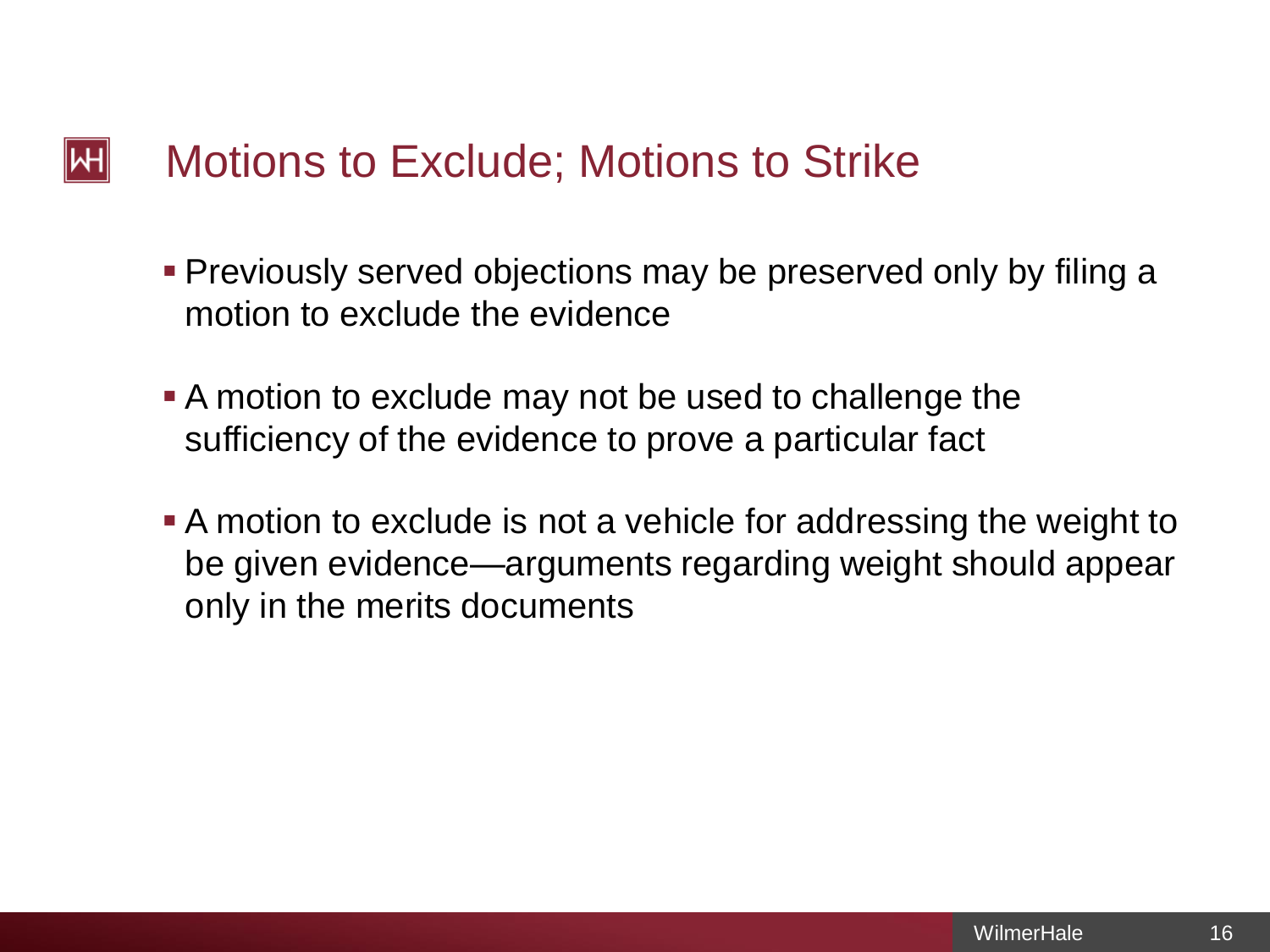# Motions to Exclude; Motions to Strike

- Previously served objections may be preserved only by filing a motion to exclude the evidence
- A motion to exclude may not be used to challenge the sufficiency of the evidence to prove a particular fact
- A motion to exclude is not a vehicle for addressing the weight to be given evidence—arguments regarding weight should appear only in the merits documents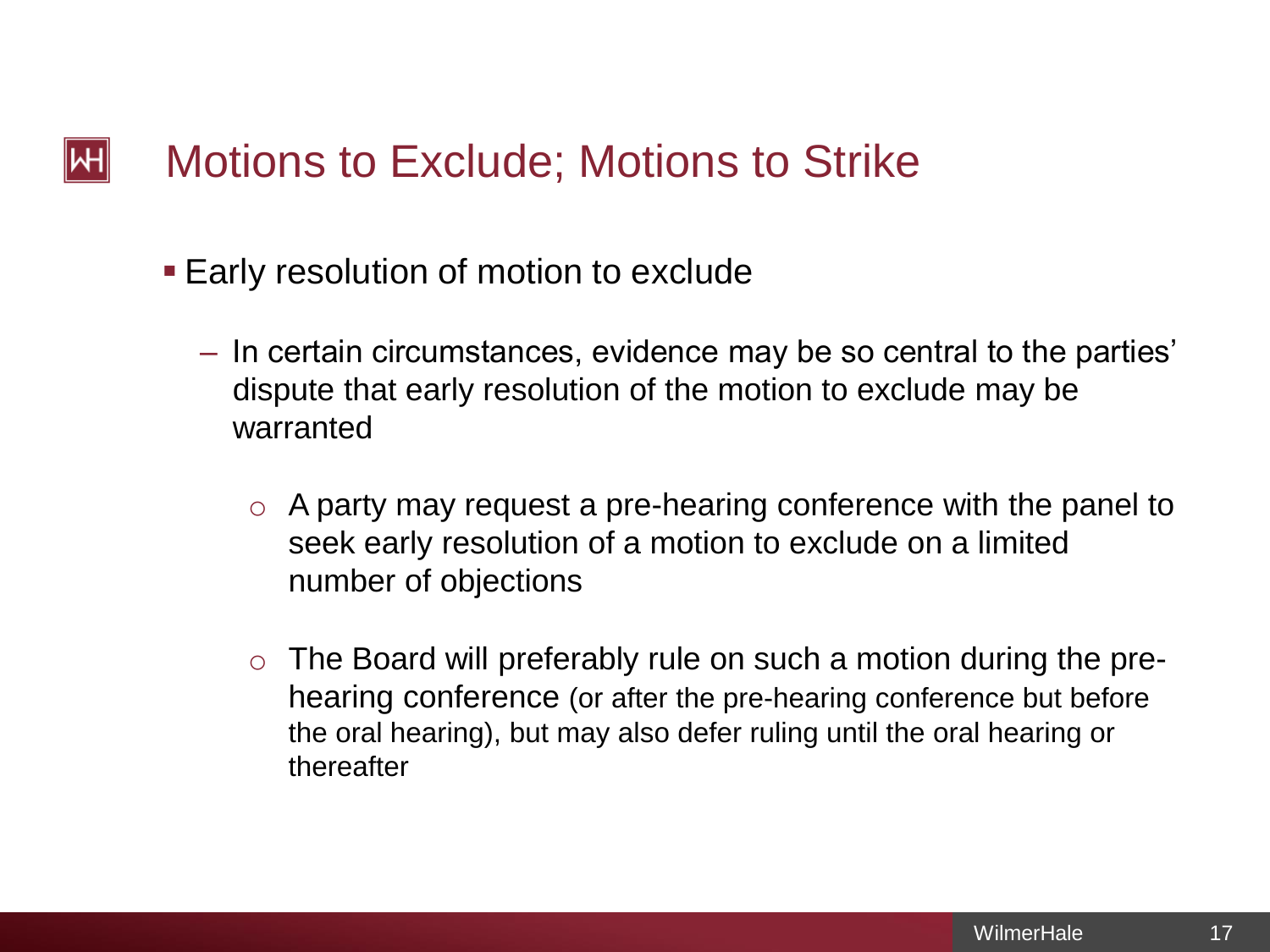# Motions to Exclude; Motions to Strike

- Early resolution of motion to exclude
  - In certain circumstances, evidence may be so central to the parties' dispute that early resolution of the motion to exclude may be warranted
    - A party may request a pre-hearing conference with the panel to seek early resolution of a motion to exclude on a limited number of objections
    - The Board will preferably rule on such a motion during the pre-hearing conference (or after the pre-hearing conference but before the oral hearing), but may also defer ruling until the oral hearing or thereafter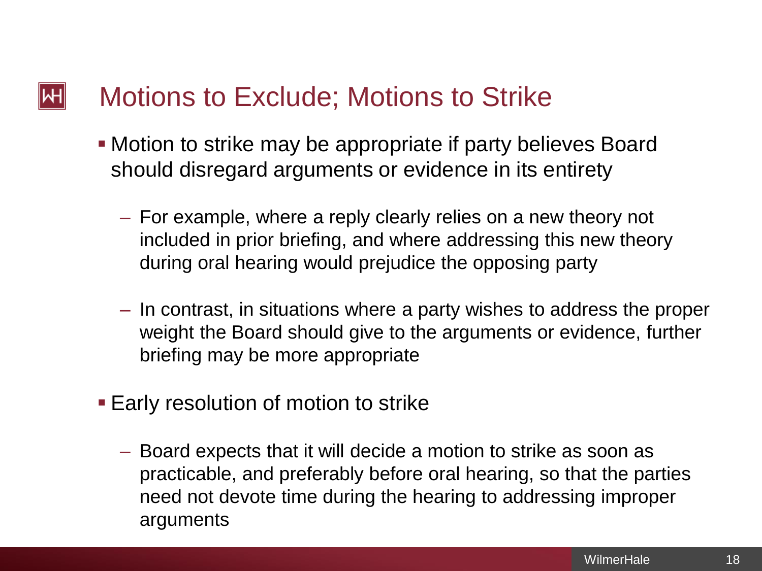# Motions to Exclude; Motions to Strike

- Motion to strike may be appropriate if party believes Board should disregard arguments or evidence in its entirety
  - For example, where a reply clearly relies on a new theory not included in prior briefing, and where addressing this new theory during oral hearing would prejudice the opposing party
  - In contrast, in situations where a party wishes to address the proper weight the Board should give to the arguments or evidence, further briefing may be more appropriate
- Early resolution of motion to strike
  - Board expects that it will decide a motion to strike as soon as practicable, and preferably before oral hearing, so that the parties need not devote time during the hearing to addressing improper arguments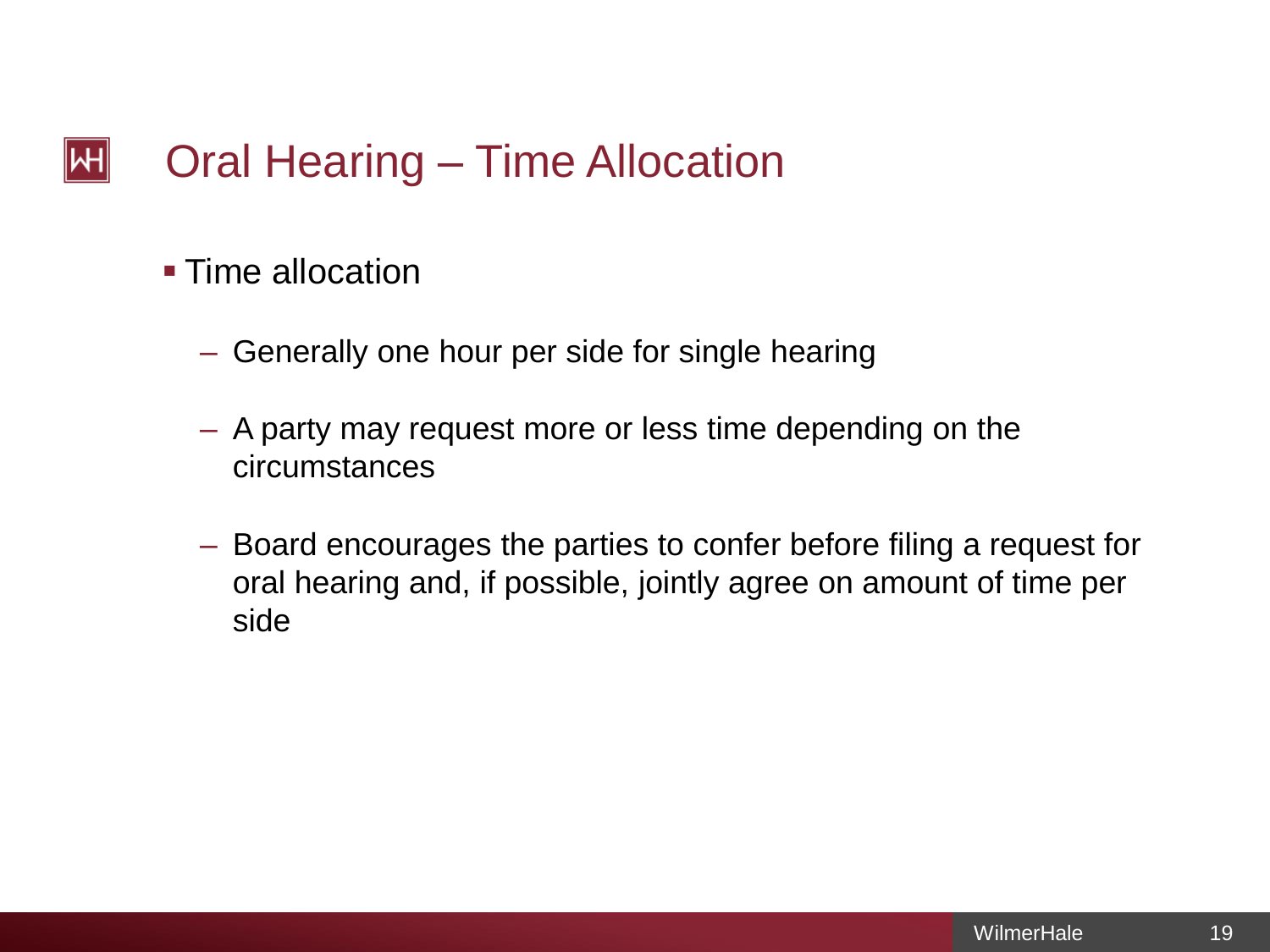# Oral Hearing – Time Allocation

- Time allocation
  - Generally one hour per side for single hearing
  - A party may request more or less time depending on the circumstances
  - Board encourages the parties to confer before filing a request for oral hearing and, if possible, jointly agree on amount of time per side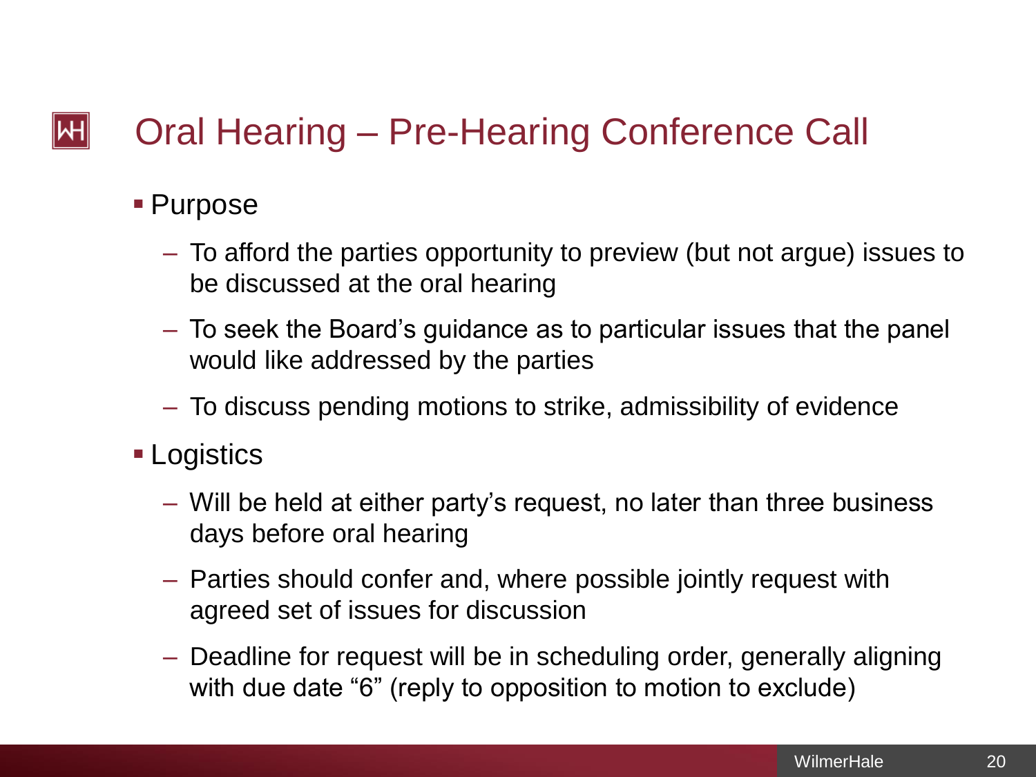# Oral Hearing – Pre-Hearing Conference Call

- Purpose
  - To afford the parties opportunity to preview (but not argue) issues to be discussed at the oral hearing
  - To seek the Board's guidance as to particular issues that the panel would like addressed by the parties
  - To discuss pending motions to strike, admissibility of evidence
- Logistics
  - Will be held at either party's request, no later than three business days before oral hearing
  - Parties should confer and, where possible jointly request with agreed set of issues for discussion
  - Deadline for request will be in scheduling order, generally aligning with due date "6" (reply to opposition to motion to exclude)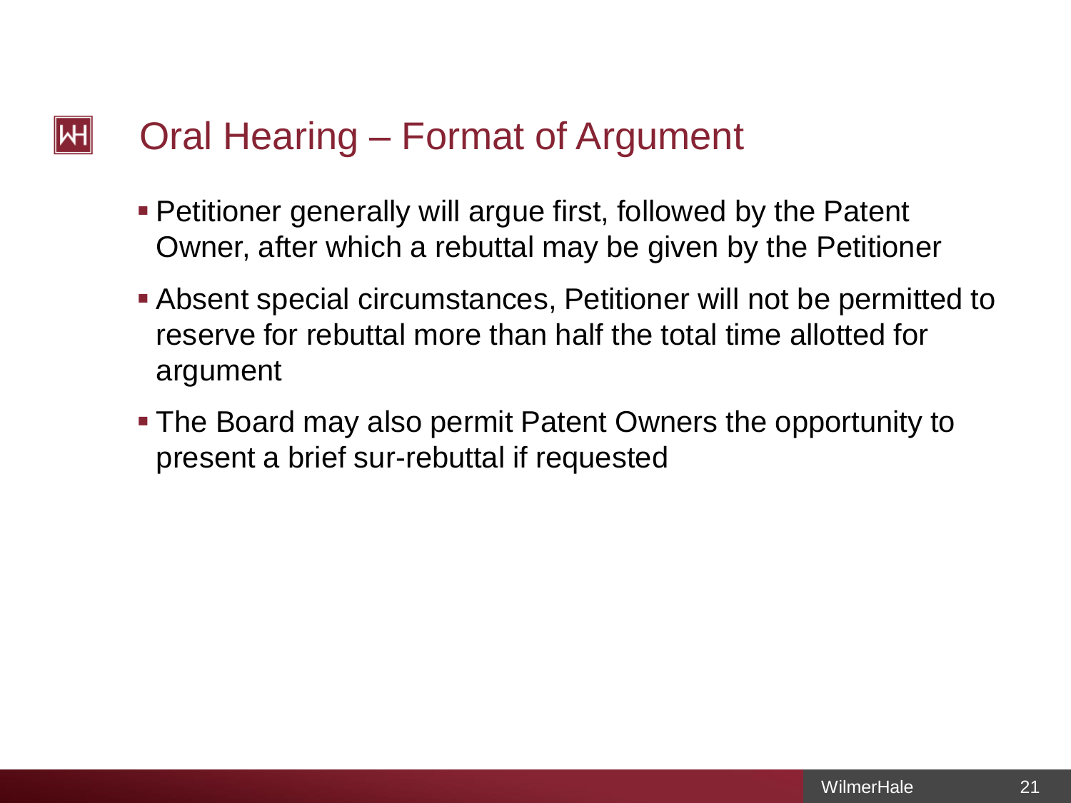# Oral Hearing – Format of Argument

- Petitioner generally will argue first, followed by the Patent Owner, after which a rebuttal may be given by the Petitioner
- Absent special circumstances, Petitioner will not be permitted to reserve for rebuttal more than half the total time allotted for argument
- The Board may also permit Patent Owners the opportunity to present a brief sur-rebuttal if requested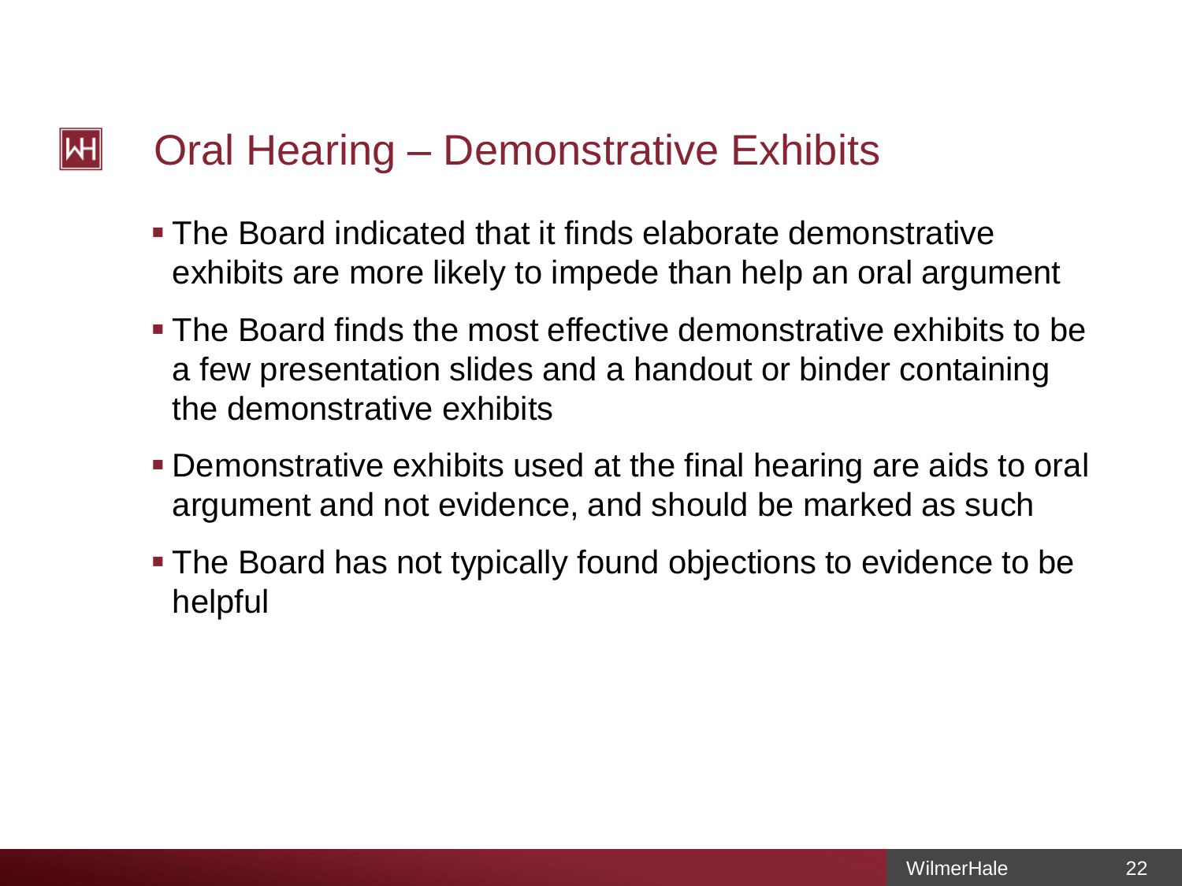# Oral Hearing – Demonstrative Exhibits

- The Board indicated that it finds elaborate demonstrative exhibits are more likely to impede than help an oral argument
- The Board finds the most effective demonstrative exhibits to be a few presentation slides and a handout or binder containing the demonstrative exhibits
- Demonstrative exhibits used at the final hearing are aids to oral argument and not evidence, and should be marked as such
- The Board has not typically found objections to evidence to be helpful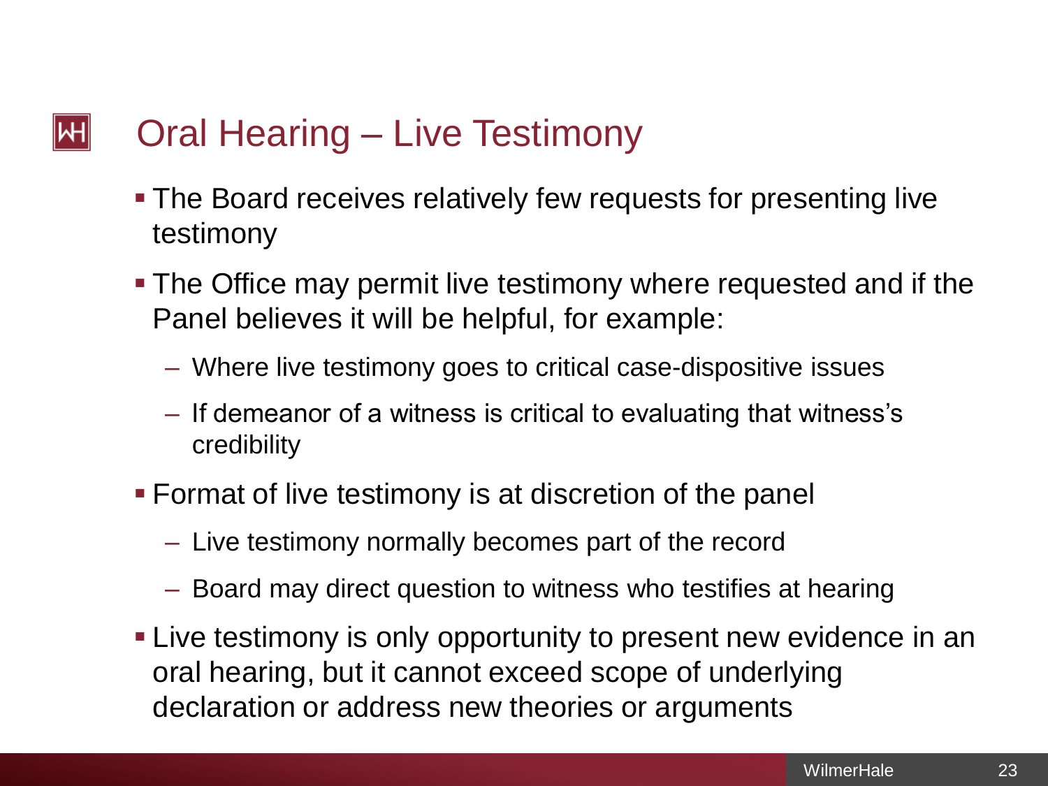# Oral Hearing – Live Testimony

- The Board receives relatively few requests for presenting live testimony
- The Office may permit live testimony where requested and if the Panel believes it will be helpful, for example:
  - Where live testimony goes to critical case-dispositive issues
  - If demeanor of a witness is critical to evaluating that witness's credibility
- Format of live testimony is at discretion of the panel
  - Live testimony normally becomes part of the record
  - Board may direct question to witness who testifies at hearing
- Live testimony is only opportunity to present new evidence in an oral hearing, but it cannot exceed scope of underlying declaration or address new theories or arguments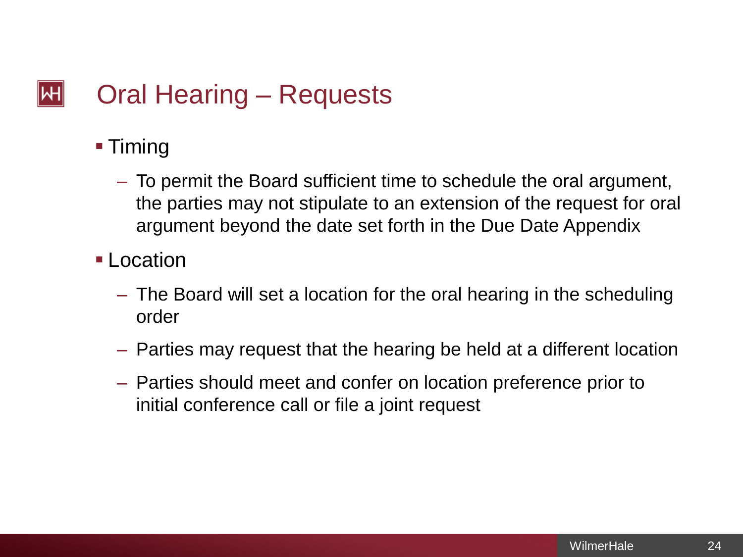# Oral Hearing – Requests

- Timing
  - To permit the Board sufficient time to schedule the oral argument, the parties may not stipulate to an extension of the request for oral argument beyond the date set forth in the Due Date Appendix
- Location
  - The Board will set a location for the oral hearing in the scheduling order
  - Parties may request that the hearing be held at a different location
  - Parties should meet and confer on location preference prior to initial conference call or file a joint request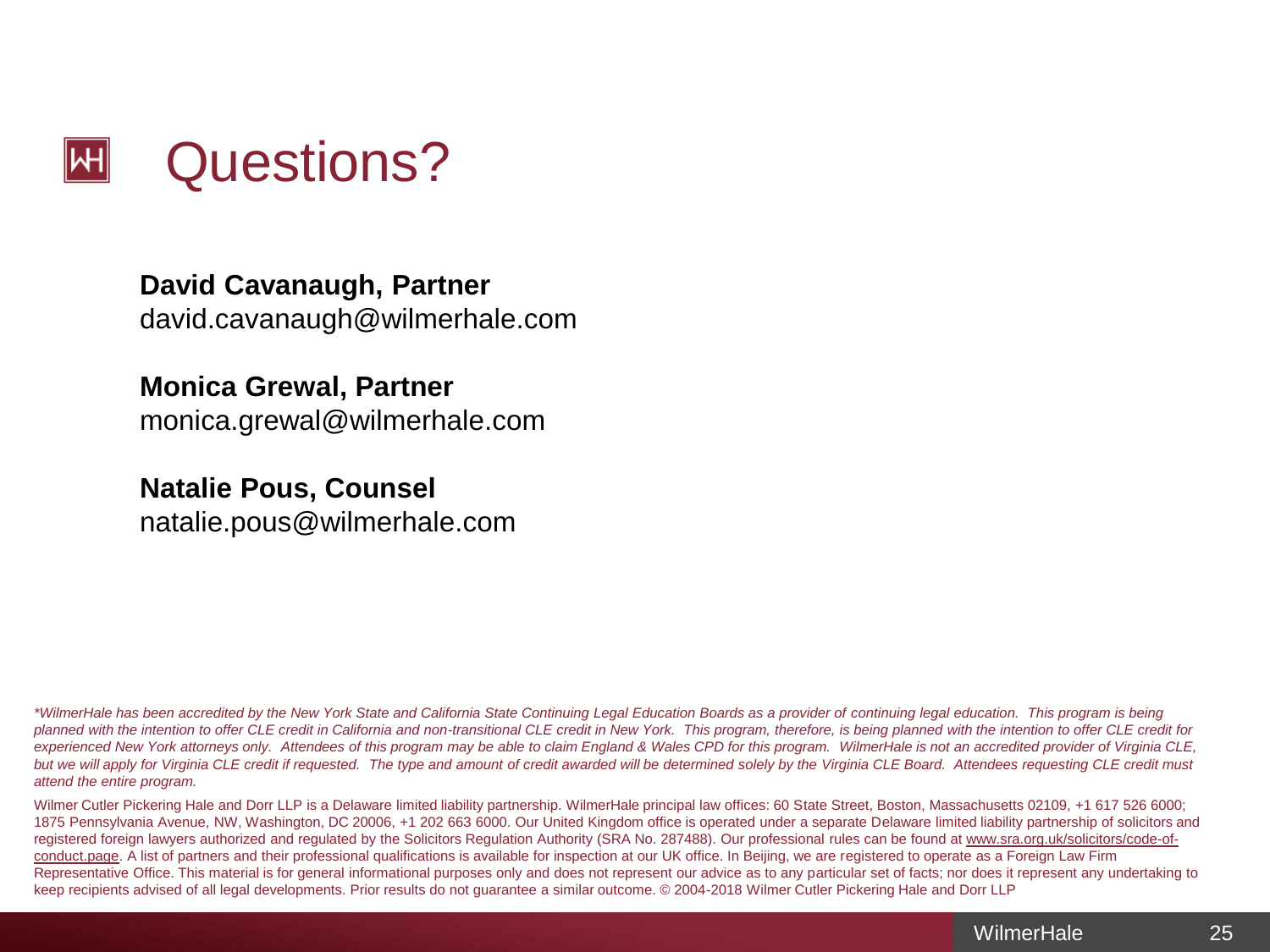# Questions?

**David Cavanaugh, Partner**
david.cavanaugh@wilmerhale.com

**Monica Grewal, Partner**
monica.grewal@wilmerhale.com

**Natalie Pous, Counsel**
natalie.pous@wilmerhale.com

*\*WilmerHale has been accredited by the New York State and California State Continuing Legal Education Boards as a provider of continuing legal education. This program is being planned with the intention to offer CLE credit in California and non-transitional CLE credit in New York. This program, therefore, is being planned with the intention to offer CLE credit for experienced New York attorneys only. Attendees of this program may be able to claim England & Wales CPD for this program. WilmerHale is not an accredited provider of Virginia CLE, but we will apply for Virginia CLE credit if requested. The type and amount of credit awarded will be determined solely by the Virginia CLE Board. Attendees requesting CLE credit must attend the entire program.*

Wilmer Cutler Pickering Hale and Dorr LLP is a Delaware limited liability partnership. WilmerHale principal law offices: 60 State Street, Boston, Massachusetts 02109, +1 617 526 6000; 1875 Pennsylvania Avenue, NW, Washington, DC 20006, +1 202 663 6000. Our United Kingdom office is operated under a separate Delaware limited liability partnership of solicitors and registered foreign lawyers authorized and regulated by the Solicitors Regulation Authority (SRA No. 287488). Our professional rules can be found at www.sra.org.uk/solicitors/code-of-conduct.page. A list of partners and their professional qualifications is available for inspection at our UK office. In Beijing, we are registered to operate as a Foreign Law Firm Representative Office. This material is for general informational purposes only and does not represent our advice as to any particular set of facts; nor does it represent any undertaking to keep recipients advised of all legal developments. Prior results do not guarantee a similar outcome. © 2004-2018 Wilmer Cutler Pickering Hale and Dorr LLP